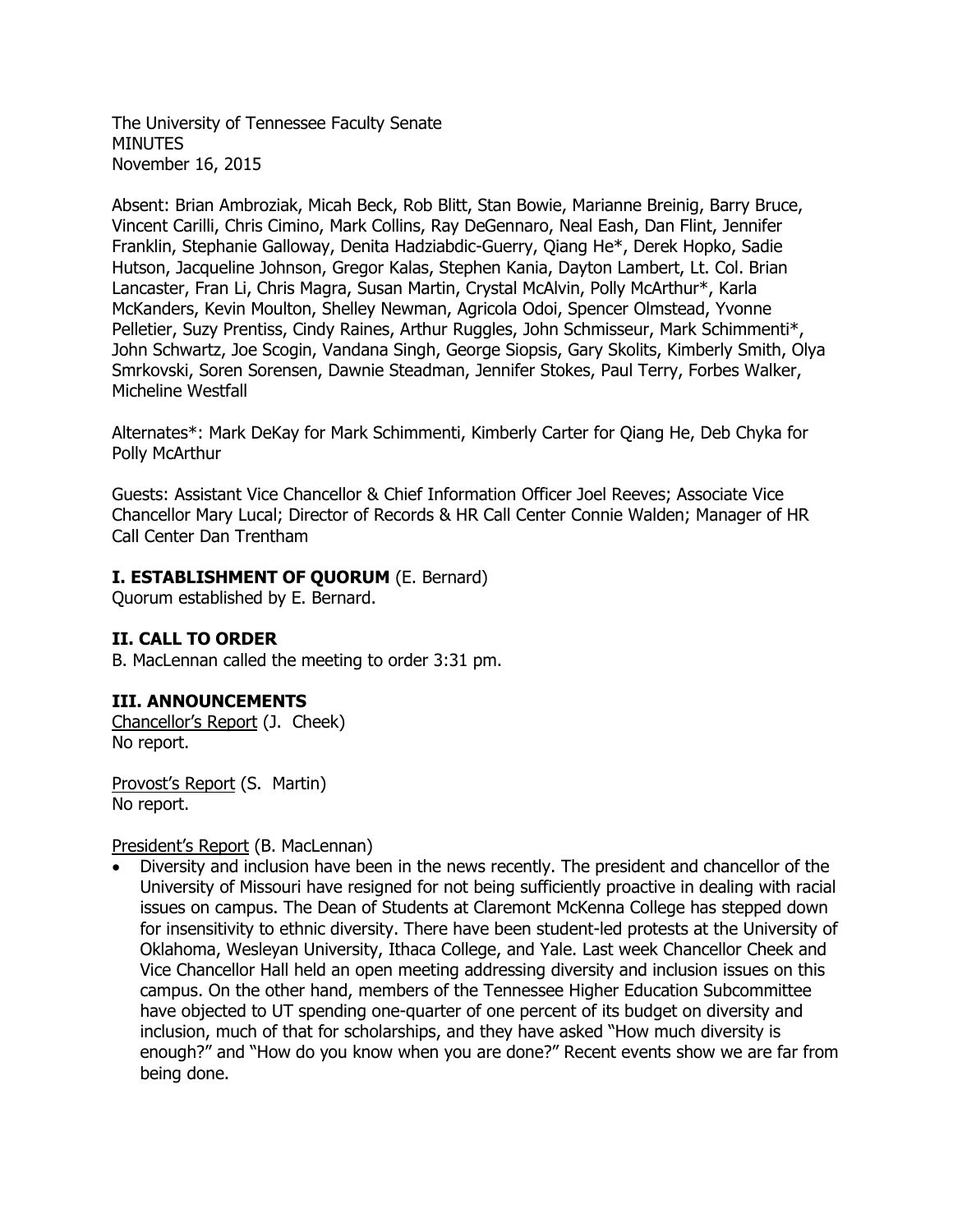The University of Tennessee Faculty Senate
MINUTES
November 16, 2015

Absent: Brian Ambroziak, Micah Beck, Rob Blitt, Stan Bowie, Marianne Breinig, Barry Bruce, Vincent Carilli, Chris Cimino, Mark Collins, Ray DeGennaro, Neal Eash, Dan Flint, Jennifer Franklin, Stephanie Galloway, Denita Hadziabdic-Guerry, Qiang He*, Derek Hopko, Sadie Hutson, Jacqueline Johnson, Gregor Kalas, Stephen Kania, Dayton Lambert, Lt. Col. Brian Lancaster, Fran Li, Chris Magra, Susan Martin, Crystal McAlvin, Polly McArthur*, Karla McKanders, Kevin Moulton, Shelley Newman, Agricola Odoi, Spencer Olmstead, Yvonne Pelletier, Suzy Prentiss, Cindy Raines, Arthur Ruggles, John Schmisseur, Mark Schimmenti*, John Schwartz, Joe Scogin, Vandana Singh, George Siopsis, Gary Skolits, Kimberly Smith, Olya Smrkovski, Soren Sorensen, Dawnie Steadman, Jennifer Stokes, Paul Terry, Forbes Walker, Micheline Westfall

Alternates*: Mark DeKay for Mark Schimmenti, Kimberly Carter for Qiang He, Deb Chyka for Polly McArthur

Guests: Assistant Vice Chancellor & Chief Information Officer Joel Reeves; Associate Vice Chancellor Mary Lucal; Director of Records & HR Call Center Connie Walden; Manager of HR Call Center Dan Trentham

## I. ESTABLISHMENT OF QUORUM (E. Bernard)

Quorum established by E. Bernard.

## II. CALL TO ORDER

B. MacLennan called the meeting to order 3:31 pm.

## III. ANNOUNCEMENTS

Chancellor's Report (J. Cheek)
No report.

Provost's Report (S. Martin)
No report.

President's Report (B. MacLennan)

- Diversity and inclusion have been in the news recently. The president and chancellor of the University of Missouri have resigned for not being sufficiently proactive in dealing with racial issues on campus. The Dean of Students at Claremont McKenna College has stepped down for insensitivity to ethnic diversity. There have been student-led protests at the University of Oklahoma, Wesleyan University, Ithaca College, and Yale. Last week Chancellor Cheek and Vice Chancellor Hall held an open meeting addressing diversity and inclusion issues on this campus. On the other hand, members of the Tennessee Higher Education Subcommittee have objected to UT spending one-quarter of one percent of its budget on diversity and inclusion, much of that for scholarships, and they have asked "How much diversity is enough?" and "How do you know when you are done?" Recent events show we are far from being done.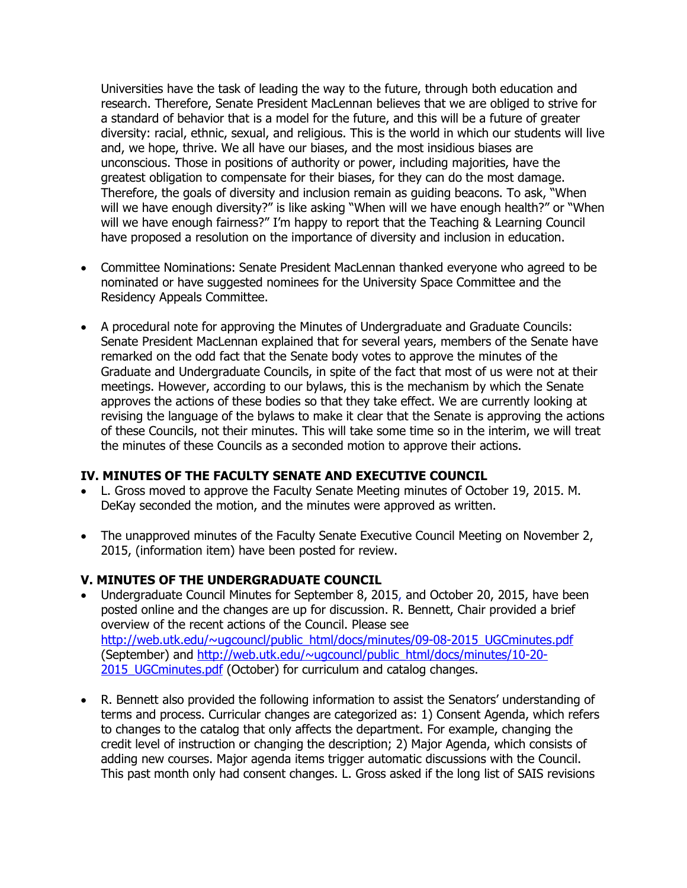Universities have the task of leading the way to the future, through both education and research. Therefore, Senate President MacLennan believes that we are obliged to strive for a standard of behavior that is a model for the future, and this will be a future of greater diversity: racial, ethnic, sexual, and religious. This is the world in which our students will live and, we hope, thrive. We all have our biases, and the most insidious biases are unconscious. Those in positions of authority or power, including majorities, have the greatest obligation to compensate for their biases, for they can do the most damage. Therefore, the goals of diversity and inclusion remain as guiding beacons. To ask, "When will we have enough diversity?" is like asking "When will we have enough health?" or "When will we have enough fairness?" I'm happy to report that the Teaching & Learning Council have proposed a resolution on the importance of diversity and inclusion in education.

- Committee Nominations: Senate President MacLennan thanked everyone who agreed to be nominated or have suggested nominees for the University Space Committee and the Residency Appeals Committee.

- A procedural note for approving the Minutes of Undergraduate and Graduate Councils: Senate President MacLennan explained that for several years, members of the Senate have remarked on the odd fact that the Senate body votes to approve the minutes of the Graduate and Undergraduate Councils, in spite of the fact that most of us were not at their meetings. However, according to our bylaws, this is the mechanism by which the Senate approves the actions of these bodies so that they take effect. We are currently looking at revising the language of the bylaws to make it clear that the Senate is approving the actions of these Councils, not their minutes. This will take some time so in the interim, we will treat the minutes of these Councils as a seconded motion to approve their actions.

## IV. MINUTES OF THE FACULTY SENATE AND EXECUTIVE COUNCIL

- L. Gross moved to approve the Faculty Senate Meeting minutes of October 19, 2015. M. DeKay seconded the motion, and the minutes were approved as written.

- The unapproved minutes of the Faculty Senate Executive Council Meeting on November 2, 2015, (information item) have been posted for review.

## V. MINUTES OF THE UNDERGRADUATE COUNCIL

- Undergraduate Council Minutes for September 8, 2015, and October 20, 2015, have been posted online and the changes are up for discussion. R. Bennett, Chair provided a brief overview of the recent actions of the Council. Please see http://web.utk.edu/~ugcouncl/public_html/docs/minutes/09-08-2015_UGCminutes.pdf (September) and http://web.utk.edu/~ugcouncl/public_html/docs/minutes/10-20-2015_UGCminutes.pdf (October) for curriculum and catalog changes.

- R. Bennett also provided the following information to assist the Senators' understanding of terms and process. Curricular changes are categorized as: 1) Consent Agenda, which refers to changes to the catalog that only affects the department. For example, changing the credit level of instruction or changing the description; 2) Major Agenda, which consists of adding new courses. Major agenda items trigger automatic discussions with the Council. This past month only had consent changes. L. Gross asked if the long list of SAIS revisions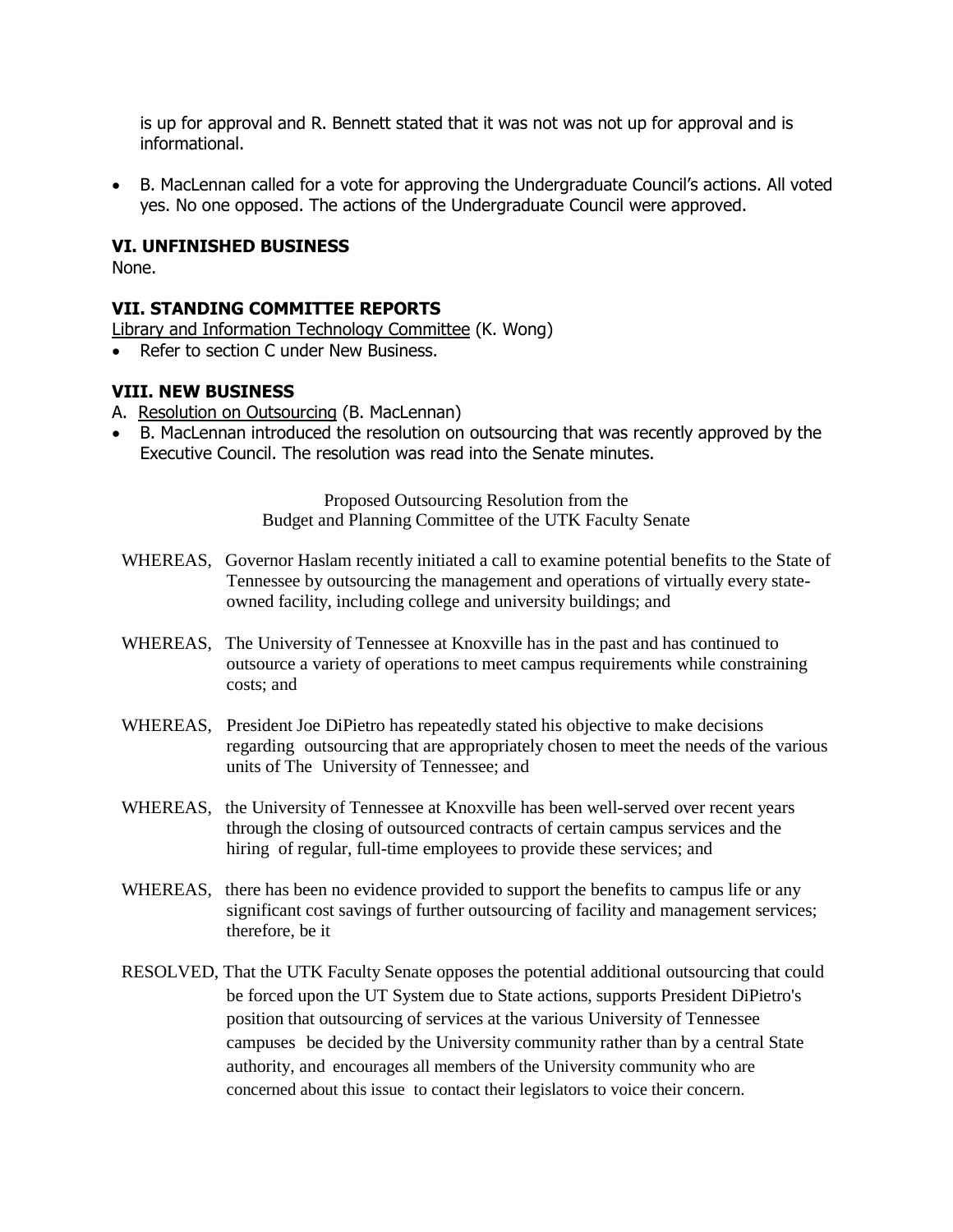is up for approval and R. Bennett stated that it was not was not up for approval and is informational.

- B. MacLennan called for a vote for approving the Undergraduate Council's actions. All voted yes. No one opposed. The actions of the Undergraduate Council were approved.

### VI. UNFINISHED BUSINESS

None.

### VII. STANDING COMMITTEE REPORTS

Library and Information Technology Committee (K. Wong)

- Refer to section C under New Business.

### VIII. NEW BUSINESS

A. Resolution on Outsourcing (B. MacLennan)

- B. MacLennan introduced the resolution on outsourcing that was recently approved by the Executive Council. The resolution was read into the Senate minutes.

Proposed Outsourcing Resolution from the
Budget and Planning Committee of the UTK Faculty Senate

WHEREAS, Governor Haslam recently initiated a call to examine potential benefits to the State of Tennessee by outsourcing the management and operations of virtually every state-owned facility, including college and university buildings; and

WHEREAS, The University of Tennessee at Knoxville has in the past and has continued to outsource a variety of operations to meet campus requirements while constraining costs; and

WHEREAS, President Joe DiPietro has repeatedly stated his objective to make decisions regarding outsourcing that are appropriately chosen to meet the needs of the various units of The University of Tennessee; and

WHEREAS, the University of Tennessee at Knoxville has been well-served over recent years through the closing of outsourced contracts of certain campus services and the hiring of regular, full-time employees to provide these services; and

WHEREAS, there has been no evidence provided to support the benefits to campus life or any significant cost savings of further outsourcing of facility and management services; therefore, be it

RESOLVED, That the UTK Faculty Senate opposes the potential additional outsourcing that could be forced upon the UT System due to State actions, supports President DiPietro's position that outsourcing of services at the various University of Tennessee campuses be decided by the University community rather than by a central State authority, and encourages all members of the University community who are concerned about this issue to contact their legislators to voice their concern.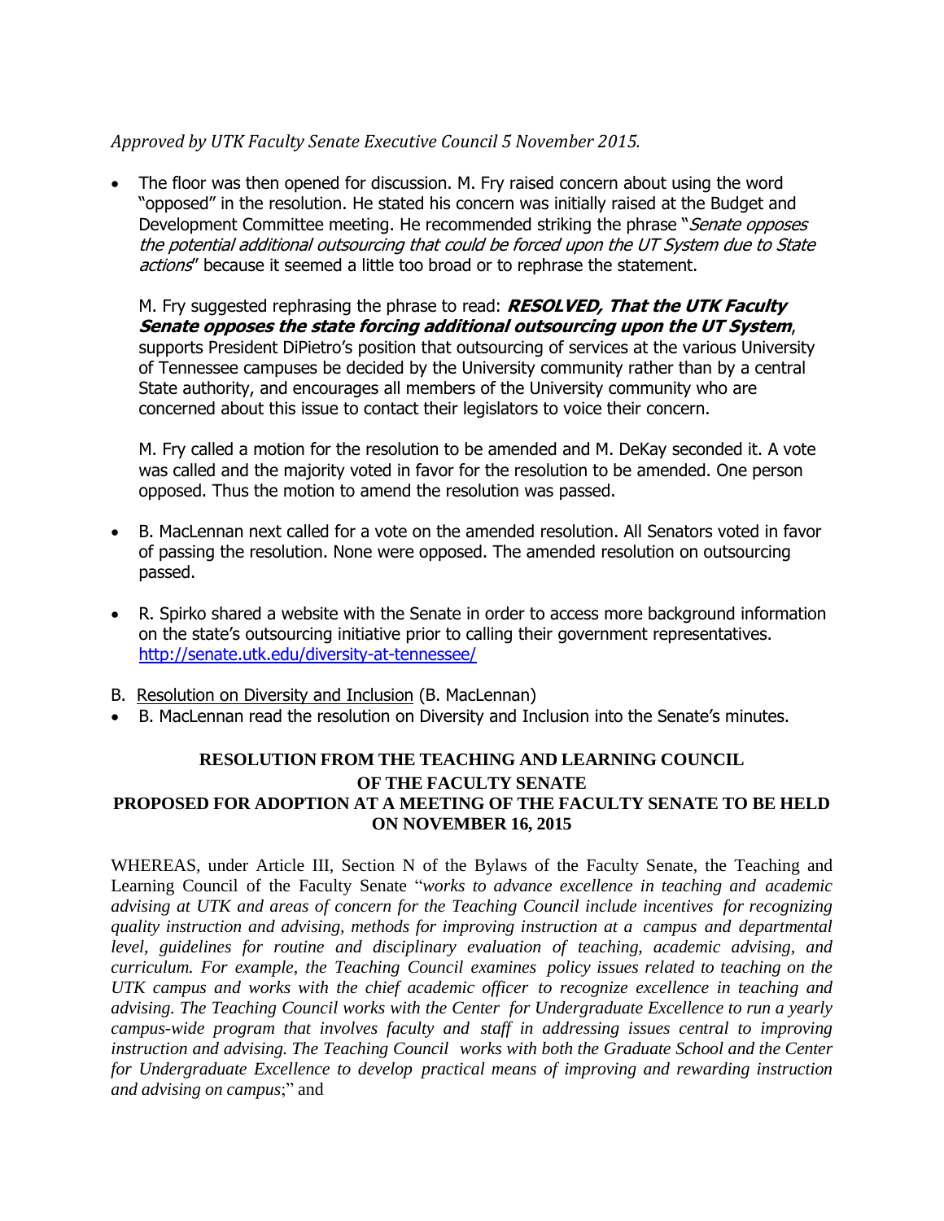*Approved by UTK Faculty Senate Executive Council 5 November 2015.*

- The floor was then opened for discussion. M. Fry raised concern about using the word "opposed" in the resolution. He stated his concern was initially raised at the Budget and Development Committee meeting. He recommended striking the phrase "*Senate opposes the potential additional outsourcing that could be forced upon the UT System due to State actions*" because it seemed a little too broad or to rephrase the statement.

  M. Fry suggested rephrasing the phrase to read: ***RESOLVED, That the UTK Faculty Senate opposes the state forcing additional outsourcing upon the UT System***, supports President DiPietro's position that outsourcing of services at the various University of Tennessee campuses be decided by the University community rather than by a central State authority, and encourages all members of the University community who are concerned about this issue to contact their legislators to voice their concern.

  M. Fry called a motion for the resolution to be amended and M. DeKay seconded it. A vote was called and the majority voted in favor for the resolution to be amended. One person opposed. Thus the motion to amend the resolution was passed.

- B. MacLennan next called for a vote on the amended resolution. All Senators voted in favor of passing the resolution. None were opposed. The amended resolution on outsourcing passed.

- R. Spirko shared a website with the Senate in order to access more background information on the state's outsourcing initiative prior to calling their government representatives. http://senate.utk.edu/diversity-at-tennessee/

B. Resolution on Diversity and Inclusion (B. MacLennan)

- B. MacLennan read the resolution on Diversity and Inclusion into the Senate's minutes.

**RESOLUTION FROM THE TEACHING AND LEARNING COUNCIL OF THE FACULTY SENATE PROPOSED FOR ADOPTION AT A MEETING OF THE FACULTY SENATE TO BE HELD ON NOVEMBER 16, 2015**

WHEREAS, under Article III, Section N of the Bylaws of the Faculty Senate, the Teaching and Learning Council of the Faculty Senate "*works to advance excellence in teaching and academic advising at UTK and areas of concern for the Teaching Council include incentives for recognizing quality instruction and advising, methods for improving instruction at a campus and departmental level, guidelines for routine and disciplinary evaluation of teaching, academic advising, and curriculum. For example, the Teaching Council examines policy issues related to teaching on the UTK campus and works with the chief academic officer to recognize excellence in teaching and advising. The Teaching Council works with the Center for Undergraduate Excellence to run a yearly campus-wide program that involves faculty and staff in addressing issues central to improving instruction and advising. The Teaching Council works with both the Graduate School and the Center for Undergraduate Excellence to develop practical means of improving and rewarding instruction and advising on campus*;" and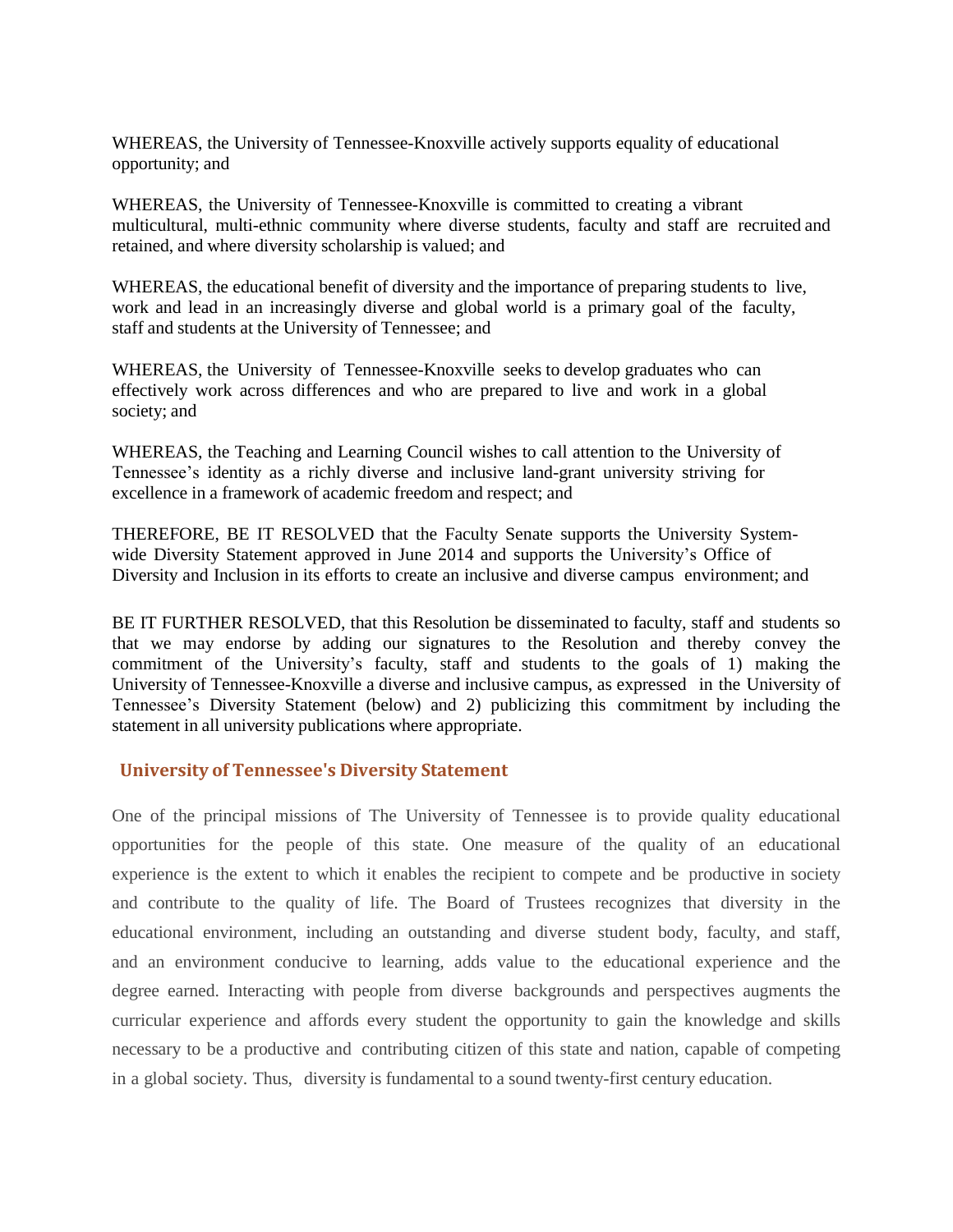WHEREAS, the University of Tennessee-Knoxville actively supports equality of educational opportunity; and

WHEREAS, the University of Tennessee-Knoxville is committed to creating a vibrant multicultural, multi-ethnic community where diverse students, faculty and staff are recruited and retained, and where diversity scholarship is valued; and

WHEREAS, the educational benefit of diversity and the importance of preparing students to live, work and lead in an increasingly diverse and global world is a primary goal of the faculty, staff and students at the University of Tennessee; and

WHEREAS, the University of Tennessee-Knoxville seeks to develop graduates who can effectively work across differences and who are prepared to live and work in a global society; and

WHEREAS, the Teaching and Learning Council wishes to call attention to the University of Tennessee's identity as a richly diverse and inclusive land-grant university striving for excellence in a framework of academic freedom and respect; and

THEREFORE, BE IT RESOLVED that the Faculty Senate supports the University System-wide Diversity Statement approved in June 2014 and supports the University's Office of Diversity and Inclusion in its efforts to create an inclusive and diverse campus environment; and

BE IT FURTHER RESOLVED, that this Resolution be disseminated to faculty, staff and students so that we may endorse by adding our signatures to the Resolution and thereby convey the commitment of the University's faculty, staff and students to the goals of 1) making the University of Tennessee-Knoxville a diverse and inclusive campus, as expressed in the University of Tennessee's Diversity Statement (below) and 2) publicizing this commitment by including the statement in all university publications where appropriate.

## University of Tennessee's Diversity Statement

One of the principal missions of The University of Tennessee is to provide quality educational opportunities for the people of this state. One measure of the quality of an educational experience is the extent to which it enables the recipient to compete and be productive in society and contribute to the quality of life. The Board of Trustees recognizes that diversity in the educational environment, including an outstanding and diverse student body, faculty, and staff, and an environment conducive to learning, adds value to the educational experience and the degree earned. Interacting with people from diverse backgrounds and perspectives augments the curricular experience and affords every student the opportunity to gain the knowledge and skills necessary to be a productive and contributing citizen of this state and nation, capable of competing in a global society. Thus, diversity is fundamental to a sound twenty-first century education.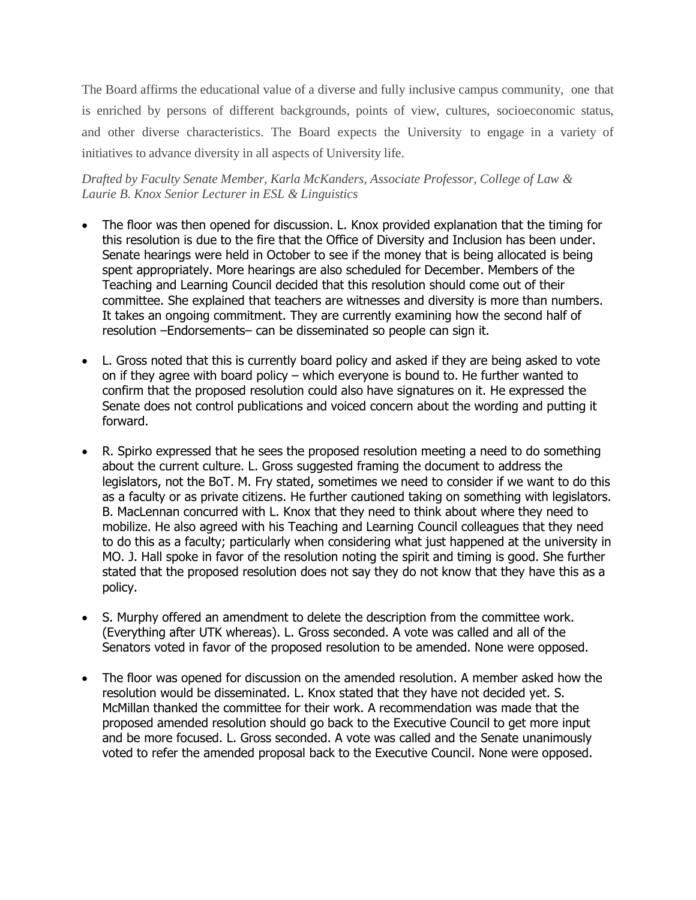The Board affirms the educational value of a diverse and fully inclusive campus community, one that is enriched by persons of different backgrounds, points of view, cultures, socioeconomic status, and other diverse characteristics. The Board expects the University to engage in a variety of initiatives to advance diversity in all aspects of University life.

*Drafted by Faculty Senate Member, Karla McKanders, Associate Professor, College of Law & Laurie B. Knox Senior Lecturer in ESL & Linguistics*

- The floor was then opened for discussion. L. Knox provided explanation that the timing for this resolution is due to the fire that the Office of Diversity and Inclusion has been under. Senate hearings were held in October to see if the money that is being allocated is being spent appropriately. More hearings are also scheduled for December. Members of the Teaching and Learning Council decided that this resolution should come out of their committee. She explained that teachers are witnesses and diversity is more than numbers. It takes an ongoing commitment. They are currently examining how the second half of resolution –Endorsements– can be disseminated so people can sign it.

- L. Gross noted that this is currently board policy and asked if they are being asked to vote on if they agree with board policy – which everyone is bound to. He further wanted to confirm that the proposed resolution could also have signatures on it. He expressed the Senate does not control publications and voiced concern about the wording and putting it forward.

- R. Spirko expressed that he sees the proposed resolution meeting a need to do something about the current culture. L. Gross suggested framing the document to address the legislators, not the BoT. M. Fry stated, sometimes we need to consider if we want to do this as a faculty or as private citizens. He further cautioned taking on something with legislators. B. MacLennan concurred with L. Knox that they need to think about where they need to mobilize. He also agreed with his Teaching and Learning Council colleagues that they need to do this as a faculty; particularly when considering what just happened at the university in MO. J. Hall spoke in favor of the resolution noting the spirit and timing is good. She further stated that the proposed resolution does not say they do not know that they have this as a policy.

- S. Murphy offered an amendment to delete the description from the committee work. (Everything after UTK whereas). L. Gross seconded. A vote was called and all of the Senators voted in favor of the proposed resolution to be amended. None were opposed.

- The floor was opened for discussion on the amended resolution. A member asked how the resolution would be disseminated. L. Knox stated that they have not decided yet. S. McMillan thanked the committee for their work. A recommendation was made that the proposed amended resolution should go back to the Executive Council to get more input and be more focused. L. Gross seconded. A vote was called and the Senate unanimously voted to refer the amended proposal back to the Executive Council. None were opposed.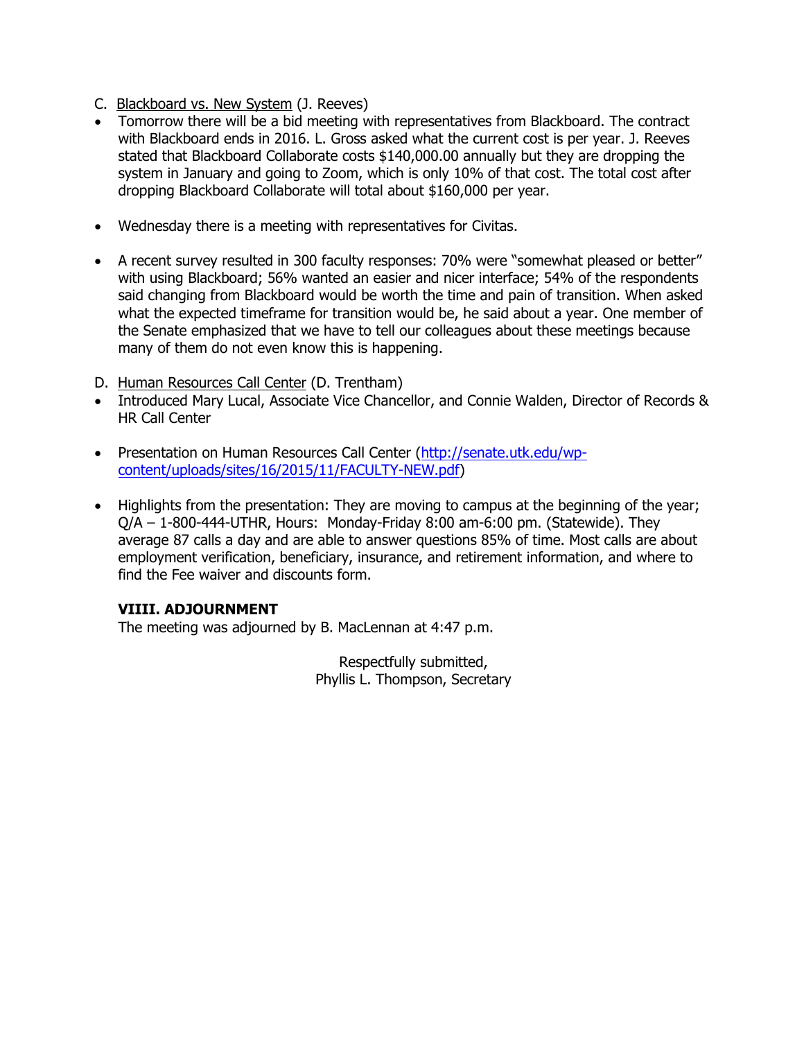C. Blackboard vs. New System (J. Reeves)

- Tomorrow there will be a bid meeting with representatives from Blackboard. The contract with Blackboard ends in 2016. L. Gross asked what the current cost is per year. J. Reeves stated that Blackboard Collaborate costs $140,000.00 annually but they are dropping the system in January and going to Zoom, which is only 10% of that cost. The total cost after dropping Blackboard Collaborate will total about $160,000 per year.

- Wednesday there is a meeting with representatives for Civitas.

- A recent survey resulted in 300 faculty responses: 70% were "somewhat pleased or better" with using Blackboard; 56% wanted an easier and nicer interface; 54% of the respondents said changing from Blackboard would be worth the time and pain of transition. When asked what the expected timeframe for transition would be, he said about a year. One member of the Senate emphasized that we have to tell our colleagues about these meetings because many of them do not even know this is happening.

D. Human Resources Call Center (D. Trentham)

- Introduced Mary Lucal, Associate Vice Chancellor, and Connie Walden, Director of Records & HR Call Center

- Presentation on Human Resources Call Center (http://senate.utk.edu/wp-content/uploads/sites/16/2015/11/FACULTY-NEW.pdf)

- Highlights from the presentation: They are moving to campus at the beginning of the year; Q/A – 1-800-444-UTHR, Hours: Monday-Friday 8:00 am-6:00 pm. (Statewide). They average 87 calls a day and are able to answer questions 85% of time. Most calls are about employment verification, beneficiary, insurance, and retirement information, and where to find the Fee waiver and discounts form.

**VIIII. ADJOURNMENT**

The meeting was adjourned by B. MacLennan at 4:47 p.m.

Respectfully submitted,
Phyllis L. Thompson, Secretary